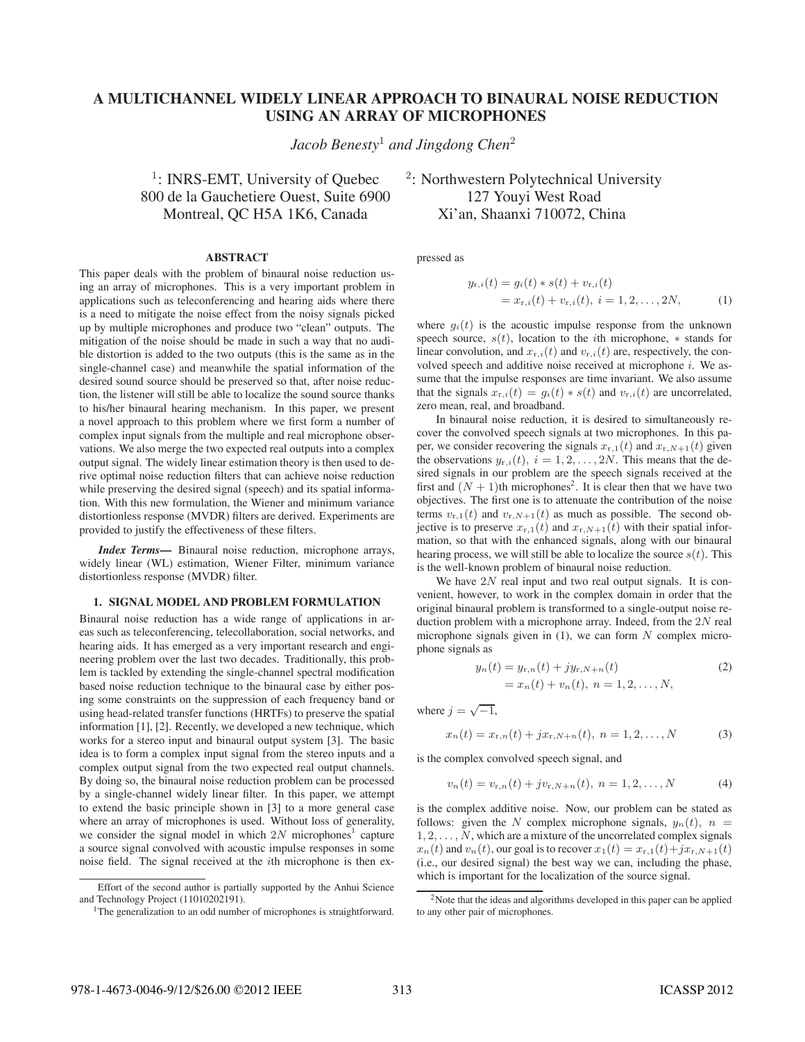# A MULTICHANNEL WIDELY LINEAR APPROACH TO BINAURAL NOISE REDUCTION USING AN ARRAY OF MICROPHONES

*Jacob Benesty*[1] *and Jingdong Chen*[2]

[1]: INRS-EMT, University of Quebec
800 de la Gauchetiere Ouest, Suite 6900
Montreal, QC H5A 1K6, Canada

[2]: Northwestern Polytechnical University
127 Youyi West Road
Xi'an, Shaanxi 710072, China

## ABSTRACT

This paper deals with the problem of binaural noise reduction using an array of microphones. This is a very important problem in applications such as teleconferencing and hearing aids where there is a need to mitigate the noise effect from the noisy signals picked up by multiple microphones and produce two "clean" outputs. The mitigation of the noise should be made in such a way that no audible distortion is added to the two outputs (this is the same as in the single-channel case) and meanwhile the spatial information of the desired sound source should be preserved so that, after noise reduction, the listener will still be able to localize the sound source thanks to his/her binaural hearing mechanism. In this paper, we present a novel approach to this problem where we first form a number of complex input signals from the multiple and real microphone observations. We also merge the two expected real outputs into a complex output signal. The widely linear estimation theory is then used to derive optimal noise reduction filters that can achieve noise reduction while preserving the desired signal (speech) and its spatial information. With this new formulation, the Wiener and minimum variance distortionless response (MVDR) filters are derived. Experiments are provided to justify the effectiveness of these filters.

***Index Terms*—** Binaural noise reduction, microphone arrays, widely linear (WL) estimation, Wiener Filter, minimum variance distortionless response (MVDR) filter.

## 1. SIGNAL MODEL AND PROBLEM FORMULATION

Binaural noise reduction has a wide range of applications in areas such as teleconferencing, telecollaboration, social networks, and hearing aids. It has emerged as a very important research and engineering problem over the last two decades. Traditionally, this problem is tackled by extending the single-channel spectral modification based noise reduction technique to the binaural case by either posing some constraints on the suppression of each frequency band or using head-related transfer functions (HRTFs) to preserve the spatial information [1], [2]. Recently, we developed a new technique, which works for a stereo input and binaural output system [3]. The basic idea is to form a complex input signal from the stereo inputs and a complex output signal from the two expected real output channels. By doing so, the binaural noise reduction problem can be processed by a single-channel widely linear filter. In this paper, we attempt to extend the basic principle shown in [3] to a more general case where an array of microphones is used. Without loss of generality, we consider the signal model in which $2N$ microphones[1] capture a source signal convolved with acoustic impulse responses in some noise field. The signal received at the $i$th microphone is then expressed as

$$
\begin{aligned}
y_{\mathrm{r},i}(t) &= g_i(t) * s(t) + v_{\mathrm{r},i}(t) \\
&= x_{\mathrm{r},i}(t) + v_{\mathrm{r},i}(t),\ i = 1, 2, \ldots, 2N,
\end{aligned}
\tag{1}
$$

where $g_i(t)$ is the acoustic impulse response from the unknown speech source, $s(t)$, location to the $i$th microphone, $*$ stands for linear convolution, and $x_{\mathrm{r},i}(t)$ and $v_{\mathrm{r},i}(t)$ are, respectively, the convolved speech and additive noise received at microphone $i$. We assume that the impulse responses are time invariant. We also assume that the signals $x_{\mathrm{r},i}(t) = g_i(t) * s(t)$ and $v_{\mathrm{r},i}(t)$ are uncorrelated, zero mean, real, and broadband.

In binaural noise reduction, it is desired to simultaneously recover the convolved speech signals at two microphones. In this paper, we consider recovering the signals $x_{\mathrm{r},1}(t)$ and $x_{\mathrm{r},N+1}(t)$ given the observations $y_{\mathrm{r},i}(t)$, $i = 1, 2, \ldots, 2N$. This means that the desired signals in our problem are the speech signals received at the first and $(N+1)$th microphones[2]. It is clear then that we have two objectives. The first one is to attenuate the contribution of the noise terms $v_{\mathrm{r},1}(t)$ and $v_{\mathrm{r},N+1}(t)$ as much as possible. The second objective is to preserve $x_{\mathrm{r},1}(t)$ and $x_{\mathrm{r},N+1}(t)$ with their spatial information, so that with the enhanced signals, along with our binaural hearing process, we will still be able to localize the source $s(t)$. This is the well-known problem of binaural noise reduction.

We have $2N$ real input and two real output signals. It is convenient, however, to work in the complex domain in order that the original binaural problem is transformed to a single-output noise reduction problem with a microphone array. Indeed, from the $2N$ real microphone signals given in (1), we can form $N$ complex microphone signals as

$$
\begin{aligned}
y_n(t) &= y_{\mathrm{r},n}(t) + j y_{\mathrm{r},N+n}(t) \\
&= x_n(t) + v_n(t),\ n = 1, 2, \ldots, N,
\end{aligned}
\tag{2}
$$

where $j = \sqrt{-1}$,

$$
x_n(t) = x_{\mathrm{r},n}(t) + j x_{\mathrm{r},N+n}(t),\ n = 1, 2, \ldots, N \tag{3}
$$

is the complex convolved speech signal, and

$$
v_n(t) = v_{\mathrm{r},n}(t) + j v_{\mathrm{r},N+n}(t),\ n = 1, 2, \ldots, N \tag{4}
$$

is the complex additive noise. Now, our problem can be stated as follows: given the $N$ complex microphone signals, $y_n(t)$, $n = 1, 2, \ldots, N$, which are a mixture of the uncorrelated complex signals $x_n(t)$ and $v_n(t)$, our goal is to recover $x_1(t) = x_{\mathrm{r},1}(t) + j x_{\mathrm{r},N+1}(t)$ (i.e., our desired signal) the best way we can, including the phase, which is important for the localization of the source signal.

---

Effort of the second author is partially supported by the Anhui Science and Technology Project (11010202191).

[1] The generalization to an odd number of microphones is straightforward.

[2] Note that the ideas and algorithms developed in this paper can be applied to any other pair of microphones.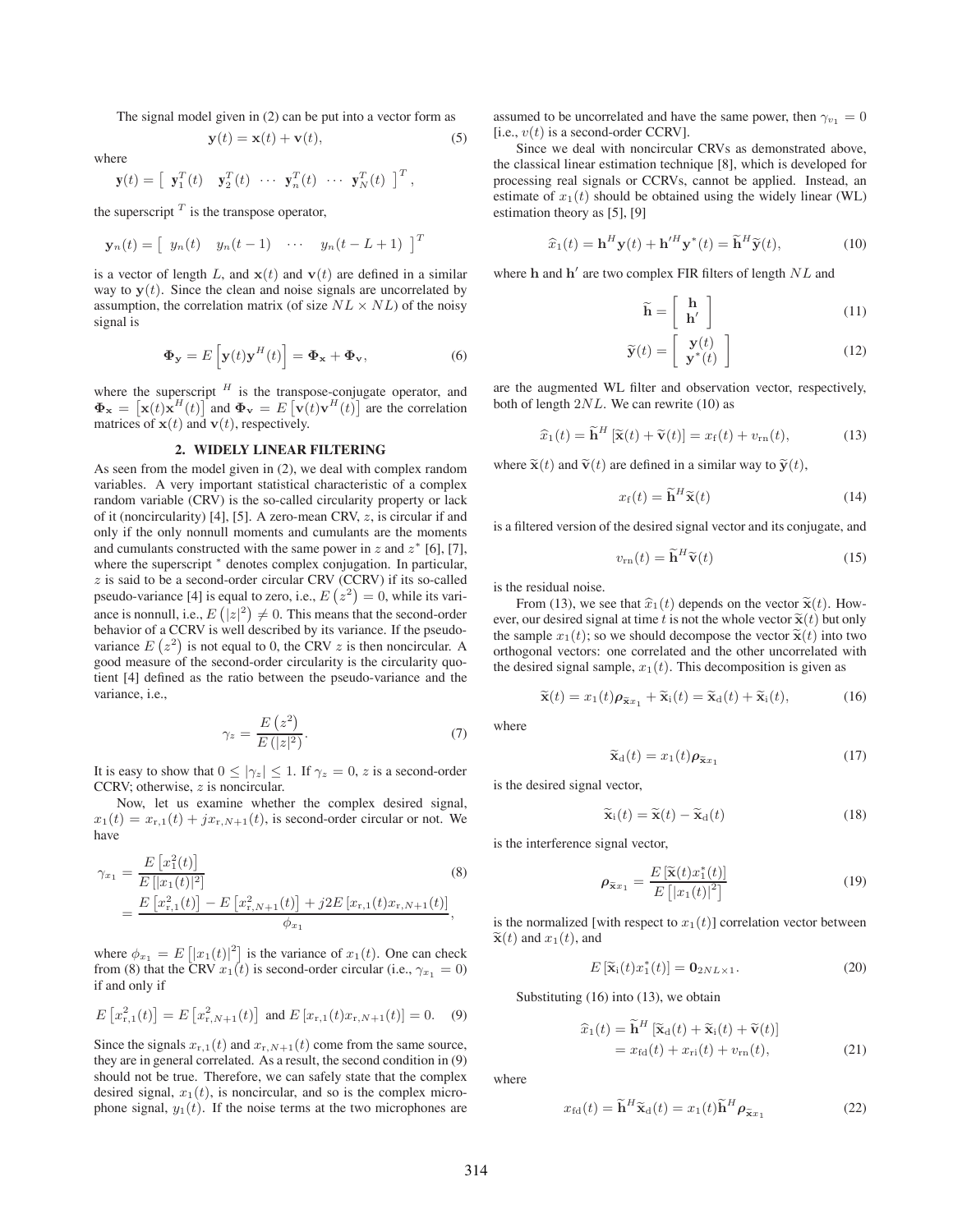The signal model given in (2) can be put into a vector form as

$$\mathbf{y}(t) = \mathbf{x}(t) + \mathbf{v}(t), \tag{5}$$

where

$$\mathbf{y}(t) = \begin{bmatrix} \mathbf{y}_1^T(t) & \mathbf{y}_2^T(t) & \cdots & \mathbf{y}_n^T(t) & \cdots & \mathbf{y}_N^T(t) \end{bmatrix}^T,$$

the superscript $^T$ is the transpose operator,

$$\mathbf{y}_n(t) = \begin{bmatrix} y_n(t) & y_n(t-1) & \cdots & y_n(t-L+1) \end{bmatrix}^T$$

is a vector of length $L$, and $\mathbf{x}(t)$ and $\mathbf{v}(t)$ are defined in a similar way to $\mathbf{y}(t)$. Since the clean and noise signals are uncorrelated by assumption, the correlation matrix (of size $NL \times NL$) of the noisy signal is

$$\mathbf{\Phi}_\mathbf{y} = E\left[\mathbf{y}(t)\mathbf{y}^H(t)\right] = \mathbf{\Phi}_\mathbf{x} + \mathbf{\Phi}_\mathbf{v}, \tag{6}$$

where the superscript $^H$ is the transpose-conjugate operator, and $\mathbf{\Phi}_\mathbf{x} = \left[\mathbf{x}(t)\mathbf{x}^H(t)\right]$ and $\mathbf{\Phi}_\mathbf{v} = E\left[\mathbf{v}(t)\mathbf{v}^H(t)\right]$ are the correlation matrices of $\mathbf{x}(t)$ and $\mathbf{v}(t)$, respectively.

## 2. WIDELY LINEAR FILTERING

As seen from the model given in (2), we deal with complex random variables. A very important statistical characteristic of a complex random variable (CRV) is the so-called circularity property or lack of it (noncircularity) [4], [5]. A zero-mean CRV, $z$, is circular if and only if the only nonnull moments and cumulants are the moments and cumulants constructed with the same power in $z$ and $z^*$ [6], [7], where the superscript $^*$ denotes complex conjugation. In particular, $z$ is said to be a second-order circular CRV (CCRV) if its so-called pseudo-variance [4] is equal to zero, i.e., $E\left(z^2\right) = 0$, while its variance is nonnull, i.e., $E\left(|z|^2\right) \neq 0$. This means that the second-order behavior of a CCRV is well described by its variance. If the pseudo-variance $E\left(z^2\right)$ is not equal to 0, the CRV $z$ is then noncircular. A good measure of the second-order circularity is the circularity quotient [4] defined as the ratio between the pseudo-variance and the variance, i.e.,

$$\gamma_z = \frac{E\left(z^2\right)}{E\left(|z|^2\right)}. \tag{7}$$

It is easy to show that $0 \leq |\gamma_z| \leq 1$. If $\gamma_z = 0$, $z$ is a second-order CCRV; otherwise, $z$ is noncircular.

Now, let us examine whether the complex desired signal, $x_1(t) = x_{\mathrm{r},1}(t) + jx_{\mathrm{r},N+1}(t)$, is second-order circular or not. We have

$$\begin{aligned}\gamma_{x_1} &= \frac{E\left[x_1^2(t)\right]}{E\left[|x_1(t)|^2\right]} \\ &= \frac{E\left[x_{\mathrm{r},1}^2(t)\right] - E\left[x_{\mathrm{r},N+1}^2(t)\right] + j2E\left[x_{\mathrm{r},1}(t)x_{\mathrm{r},N+1}(t)\right]}{\phi_{x_1}},\end{aligned} \tag{8}$$

where $\phi_{x_1} = E\left[|x_1(t)|^2\right]$ is the variance of $x_1(t)$. One can check from (8) that the CRV $x_1(t)$ is second-order circular (i.e., $\gamma_{x_1} = 0$) if and only if

$$E\left[x_{\mathrm{r},1}^2(t)\right] = E\left[x_{\mathrm{r},N+1}^2(t)\right] \text{ and } E\left[x_{\mathrm{r},1}(t)x_{\mathrm{r},N+1}(t)\right] = 0. \tag{9}$$

Since the signals $x_{\mathrm{r},1}(t)$ and $x_{\mathrm{r},N+1}(t)$ come from the same source, they are in general correlated. As a result, the second condition in (9) should not be true. Therefore, we can safely state that the complex desired signal, $x_1(t)$, is noncircular, and so is the complex microphone signal, $y_1(t)$. If the noise terms at the two microphones are assumed to be uncorrelated and have the same power, then $\gamma_{v_1} = 0$ [i.e., $v(t)$ is a second-order CCRV].

Since we deal with noncircular CRVs as demonstrated above, the classical linear estimation technique [8], which is developed for processing real signals or CCRVs, cannot be applied. Instead, an estimate of $x_1(t)$ should be obtained using the widely linear (WL) estimation theory as [5], [9]

$$\widehat{x}_1(t) = \mathbf{h}^H\mathbf{y}(t) + \mathbf{h}'^H\mathbf{y}^*(t) = \widetilde{\mathbf{h}}^H\widetilde{\mathbf{y}}(t), \tag{10}$$

where $\mathbf{h}$ and $\mathbf{h}'$ are two complex FIR filters of length $NL$ and

$$\widetilde{\mathbf{h}} = \begin{bmatrix} \mathbf{h} \\ \mathbf{h}' \end{bmatrix} \tag{11}$$

$$\widetilde{\mathbf{y}}(t) = \begin{bmatrix} \mathbf{y}(t) \\ \mathbf{y}^*(t) \end{bmatrix} \tag{12}$$

are the augmented WL filter and observation vector, respectively, both of length $2NL$. We can rewrite (10) as

$$\widehat{x}_1(t) = \widetilde{\mathbf{h}}^H\left[\widetilde{\mathbf{x}}(t) + \widetilde{\mathbf{v}}(t)\right] = x_{\mathrm{f}}(t) + v_{\mathrm{rn}}(t), \tag{13}$$

where $\widetilde{\mathbf{x}}(t)$ and $\widetilde{\mathbf{v}}(t)$ are defined in a similar way to $\widetilde{\mathbf{y}}(t)$,

$$x_{\mathrm{f}}(t) = \widetilde{\mathbf{h}}^H\widetilde{\mathbf{x}}(t) \tag{14}$$

is a filtered version of the desired signal vector and its conjugate, and

$$v_{\mathrm{rn}}(t) = \widetilde{\mathbf{h}}^H\widetilde{\mathbf{v}}(t) \tag{15}$$

is the residual noise.

From (13), we see that $\widehat{x}_1(t)$ depends on the vector $\widetilde{\mathbf{x}}(t)$. However, our desired signal at time $t$ is not the whole vector $\widetilde{\mathbf{x}}(t)$ but only the sample $x_1(t)$; so we should decompose the vector $\widetilde{\mathbf{x}}(t)$ into two orthogonal vectors: one correlated and the other uncorrelated with the desired signal sample, $x_1(t)$. This decomposition is given as

$$\widetilde{\mathbf{x}}(t) = x_1(t)\boldsymbol{\rho}_{\widetilde{\mathbf{x}}x_1} + \widetilde{\mathbf{x}}_{\mathrm{i}}(t) = \widetilde{\mathbf{x}}_{\mathrm{d}}(t) + \widetilde{\mathbf{x}}_{\mathrm{i}}(t), \tag{16}$$

where

$$\widetilde{\mathbf{x}}_{\mathrm{d}}(t) = x_1(t)\boldsymbol{\rho}_{\widetilde{\mathbf{x}}x_1} \tag{17}$$

is the desired signal vector,

$$\widetilde{\mathbf{x}}_{\mathrm{i}}(t) = \widetilde{\mathbf{x}}(t) - \widetilde{\mathbf{x}}_{\mathrm{d}}(t) \tag{18}$$

is the interference signal vector,

$$\boldsymbol{\rho}_{\widetilde{\mathbf{x}}x_1} = \frac{E\left[\widetilde{\mathbf{x}}(t)x_1^*(t)\right]}{E\left[|x_1(t)|^2\right]} \tag{19}$$

is the normalized [with respect to $x_1(t)$] correlation vector between $\widetilde{\mathbf{x}}(t)$ and $x_1(t)$, and

$$E\left[\widetilde{\mathbf{x}}_{\mathrm{i}}(t)x_1^*(t)\right] = \mathbf{0}_{2NL\times 1}. \tag{20}$$

Substituting (16) into (13), we obtain

$$\begin{aligned}\widehat{x}_1(t) &= \widetilde{\mathbf{h}}^H\left[\widetilde{\mathbf{x}}_{\mathrm{d}}(t) + \widetilde{\mathbf{x}}_{\mathrm{i}}(t) + \widetilde{\mathbf{v}}(t)\right] \\ &= x_{\mathrm{fd}}(t) + x_{\mathrm{ri}}(t) + v_{\mathrm{rn}}(t),\end{aligned} \tag{21}$$

where

$$x_{\mathrm{fd}}(t) = \widetilde{\mathbf{h}}^H\widetilde{\mathbf{x}}_{\mathrm{d}}(t) = x_1(t)\widetilde{\mathbf{h}}^H\boldsymbol{\rho}_{\widetilde{\mathbf{x}}x_1} \tag{22}$$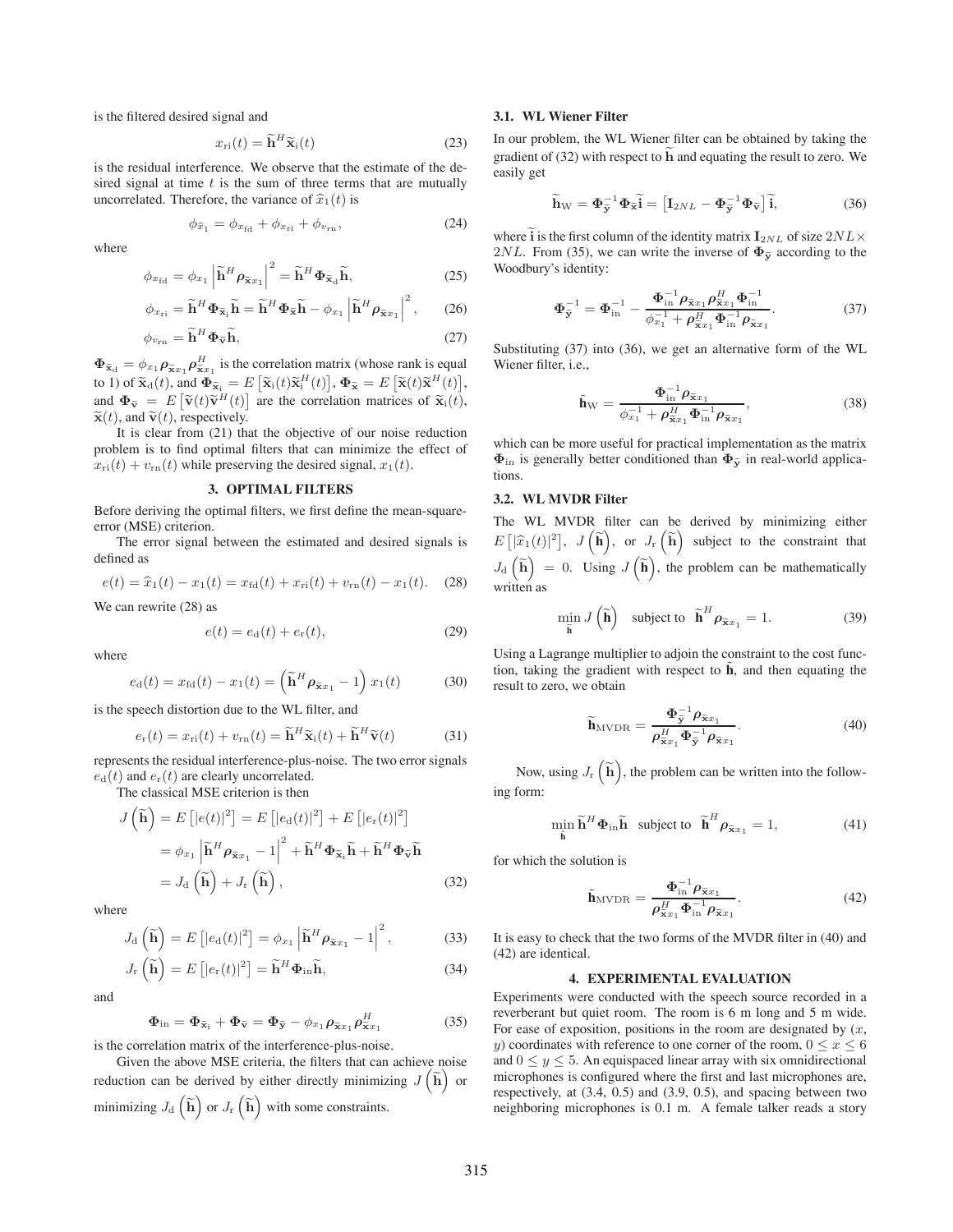is the filtered desired signal and

$$x_{\rm ri}(t) = \widetilde{\mathbf{h}}^H \widetilde{\mathbf{x}}_{\rm i}(t) \tag{23}$$

is the residual interference. We observe that the estimate of the desired signal at time $t$ is the sum of three terms that are mutually uncorrelated. Therefore, the variance of $\widehat{x}_1(t)$ is

$$\phi_{\widehat{x}_1} = \phi_{x_{\rm fd}} + \phi_{x_{\rm ri}} + \phi_{v_{\rm rn}}, \tag{24}$$

where

$$\phi_{x_{\rm fd}} = \phi_{x_1} \left| \widetilde{\mathbf{h}}^H \boldsymbol{\rho}_{\widetilde{\mathbf{x}}x_1} \right|^2 = \widetilde{\mathbf{h}}^H \boldsymbol{\Phi}_{\widetilde{\mathbf{x}}_{\rm d}} \widetilde{\mathbf{h}}, \tag{25}$$

$$\phi_{x_{\rm ri}} = \widetilde{\mathbf{h}}^H \boldsymbol{\Phi}_{\widetilde{\mathbf{x}}_{\rm i}} \widetilde{\mathbf{h}} = \widetilde{\mathbf{h}}^H \boldsymbol{\Phi}_{\widetilde{\mathbf{x}}} \widetilde{\mathbf{h}} - \phi_{x_1} \left| \widetilde{\mathbf{h}}^H \boldsymbol{\rho}_{\widetilde{\mathbf{x}}x_1} \right|^2, \tag{26}$$

$$\phi_{v_{\rm rn}} = \widetilde{\mathbf{h}}^H \boldsymbol{\Phi}_{\widetilde{\mathbf{v}}} \widetilde{\mathbf{h}}, \tag{27}$$

$\boldsymbol{\Phi}_{\widetilde{\mathbf{x}}_{\rm d}} = \phi_{x_1} \boldsymbol{\rho}_{\widetilde{\mathbf{x}}x_1} \boldsymbol{\rho}_{\widetilde{\mathbf{x}}x_1}^H$ is the correlation matrix (whose rank is equal to 1) of $\widetilde{\mathbf{x}}_{\rm d}(t)$, and $\boldsymbol{\Phi}_{\widetilde{\mathbf{x}}_{\rm i}} = E\left[\widetilde{\mathbf{x}}_{\rm i}(t)\widetilde{\mathbf{x}}_{\rm i}^H(t)\right]$, $\boldsymbol{\Phi}_{\widetilde{\mathbf{x}}} = E\left[\widetilde{\mathbf{x}}(t)\widetilde{\mathbf{x}}^H(t)\right]$, and $\boldsymbol{\Phi}_{\widetilde{\mathbf{v}}} = E\left[\widetilde{\mathbf{v}}(t)\widetilde{\mathbf{v}}^H(t)\right]$ are the correlation matrices of $\widetilde{\mathbf{x}}_{\rm i}(t)$, $\widetilde{\mathbf{x}}(t)$, and $\widetilde{\mathbf{v}}(t)$, respectively.

It is clear from (21) that the objective of our noise reduction problem is to find optimal filters that can minimize the effect of $x_{\rm ri}(t) + v_{\rm rn}(t)$ while preserving the desired signal, $x_1(t)$.

## 3. OPTIMAL FILTERS

Before deriving the optimal filters, we first define the mean-square-error (MSE) criterion.

The error signal between the estimated and desired signals is defined as

$$e(t) = \widehat{x}_1(t) - x_1(t) = x_{\rm fd}(t) + x_{\rm ri}(t) + v_{\rm rn}(t) - x_1(t). \tag{28}$$

We can rewrite (28) as

$$e(t) = e_{\rm d}(t) + e_{\rm r}(t), \tag{29}$$

where

$$e_{\rm d}(t) = x_{\rm fd}(t) - x_1(t) = \left(\widetilde{\mathbf{h}}^H \boldsymbol{\rho}_{\widetilde{\mathbf{x}}x_1} - 1\right) x_1(t) \tag{30}$$

is the speech distortion due to the WL filter, and

$$e_{\rm r}(t) = x_{\rm ri}(t) + v_{\rm rn}(t) = \widetilde{\mathbf{h}}^H \widetilde{\mathbf{x}}_{\rm i}(t) + \widetilde{\mathbf{h}}^H \widetilde{\mathbf{v}}(t) \tag{31}$$

represents the residual interference-plus-noise. The two error signals $e_{\rm d}(t)$ and $e_{\rm r}(t)$ are clearly uncorrelated.

The classical MSE criterion is then

$$\begin{aligned} J\left(\widetilde{\mathbf{h}}\right) &= E\left[|e(t)|^2\right] = E\left[|e_{\rm d}(t)|^2\right] + E\left[|e_{\rm r}(t)|^2\right] \\ &= \phi_{x_1} \left| \widetilde{\mathbf{h}}^H \boldsymbol{\rho}_{\widetilde{\mathbf{x}}x_1} - 1 \right|^2 + \widetilde{\mathbf{h}}^H \boldsymbol{\Phi}_{\widetilde{\mathbf{x}}_{\rm i}} \widetilde{\mathbf{h}} + \widetilde{\mathbf{h}}^H \boldsymbol{\Phi}_{\widetilde{\mathbf{v}}} \widetilde{\mathbf{h}} \\ &= J_{\rm d}\left(\widetilde{\mathbf{h}}\right) + J_{\rm r}\left(\widetilde{\mathbf{h}}\right), \end{aligned} \tag{32}$$

where

$$J_{\rm d}\left(\widetilde{\mathbf{h}}\right) = E\left[|e_{\rm d}(t)|^2\right] = \phi_{x_1} \left| \widetilde{\mathbf{h}}^H \boldsymbol{\rho}_{\widetilde{\mathbf{x}}x_1} - 1 \right|^2, \tag{33}$$

$$J_{\rm r}\left(\widetilde{\mathbf{h}}\right) = E\left[|e_{\rm r}(t)|^2\right] = \widetilde{\mathbf{h}}^H \boldsymbol{\Phi}_{\rm in} \widetilde{\mathbf{h}}, \tag{34}$$

and

$$\boldsymbol{\Phi}_{\rm in} = \boldsymbol{\Phi}_{\widetilde{\mathbf{x}}_{\rm i}} + \boldsymbol{\Phi}_{\widetilde{\mathbf{v}}} = \boldsymbol{\Phi}_{\widetilde{\mathbf{y}}} - \phi_{x_1} \boldsymbol{\rho}_{\widetilde{\mathbf{x}}x_1} \boldsymbol{\rho}_{\widetilde{\mathbf{x}}x_1}^H \tag{35}$$

is the correlation matrix of the interference-plus-noise.

Given the above MSE criteria, the filters that can achieve noise reduction can be derived by either directly minimizing $J\left(\widetilde{\mathbf{h}}\right)$ or minimizing $J_{\rm d}\left(\widetilde{\mathbf{h}}\right)$ or $J_{\rm r}\left(\widetilde{\mathbf{h}}\right)$ with some constraints.

### 3.1. WL Wiener Filter

In our problem, the WL Wiener filter can be obtained by taking the gradient of (32) with respect to $\widetilde{\mathbf{h}}$ and equating the result to zero. We easily get

$$\widetilde{\mathbf{h}}_{\rm W} = \boldsymbol{\Phi}_{\widetilde{\mathbf{y}}}^{-1} \boldsymbol{\Phi}_{\widetilde{\mathbf{x}}} \widetilde{\mathbf{i}} = \left[\mathbf{I}_{2NL} - \boldsymbol{\Phi}_{\widetilde{\mathbf{y}}}^{-1} \boldsymbol{\Phi}_{\widetilde{\mathbf{v}}}\right] \widetilde{\mathbf{i}}, \tag{36}$$

where $\widetilde{\mathbf{i}}$ is the first column of the identity matrix $\mathbf{I}_{2NL}$ of size $2NL \times 2NL$. From (35), we can write the inverse of $\boldsymbol{\Phi}_{\widetilde{\mathbf{y}}}$ according to the Woodbury's identity:

$$\boldsymbol{\Phi}_{\widetilde{\mathbf{y}}}^{-1} = \boldsymbol{\Phi}_{\rm in}^{-1} - \frac{\boldsymbol{\Phi}_{\rm in}^{-1} \boldsymbol{\rho}_{\widetilde{\mathbf{x}}x_1} \boldsymbol{\rho}_{\widetilde{\mathbf{x}}x_1}^H \boldsymbol{\Phi}_{\rm in}^{-1}}{\phi_{x_1}^{-1} + \boldsymbol{\rho}_{\widetilde{\mathbf{x}}x_1}^H \boldsymbol{\Phi}_{\rm in}^{-1} \boldsymbol{\rho}_{\widetilde{\mathbf{x}}x_1}}. \tag{37}$$

Substituting (37) into (36), we get an alternative form of the WL Wiener filter, i.e.,

$$\widetilde{\mathbf{h}}_{\rm W} = \frac{\boldsymbol{\Phi}_{\rm in}^{-1} \boldsymbol{\rho}_{\widetilde{\mathbf{x}}x_1}}{\phi_{x_1}^{-1} + \boldsymbol{\rho}_{\widetilde{\mathbf{x}}x_1}^H \boldsymbol{\Phi}_{\rm in}^{-1} \boldsymbol{\rho}_{\widetilde{\mathbf{x}}x_1}}, \tag{38}$$

which can be more useful for practical implementation as the matrix $\boldsymbol{\Phi}_{\rm in}$ is generally better conditioned than $\boldsymbol{\Phi}_{\widetilde{\mathbf{y}}}$ in real-world applications.

### 3.2. WL MVDR Filter

The WL MVDR filter can be derived by minimizing either $E\left[|\widehat{x}_1(t)|^2\right]$, $J\left(\widetilde{\mathbf{h}}\right)$, or $J_{\rm r}\left(\widetilde{\mathbf{h}}\right)$ subject to the constraint that $J_{\rm d}\left(\widetilde{\mathbf{h}}\right) = 0$. Using $J\left(\widetilde{\mathbf{h}}\right)$, the problem can be mathematically written as

$$\min_{\widetilde{\mathbf{h}}} J\left(\widetilde{\mathbf{h}}\right) \quad \text{subject to} \quad \widetilde{\mathbf{h}}^H \boldsymbol{\rho}_{\widetilde{\mathbf{x}}x_1} = 1. \tag{39}$$

Using a Lagrange multiplier to adjoin the constraint to the cost function, taking the gradient with respect to $\widetilde{\mathbf{h}}$, and then equating the result to zero, we obtain

$$\widetilde{\mathbf{h}}_{\rm MVDR} = \frac{\boldsymbol{\Phi}_{\widetilde{\mathbf{y}}}^{-1} \boldsymbol{\rho}_{\widetilde{\mathbf{x}}x_1}}{\boldsymbol{\rho}_{\widetilde{\mathbf{x}}x_1}^H \boldsymbol{\Phi}_{\widetilde{\mathbf{y}}}^{-1} \boldsymbol{\rho}_{\widetilde{\mathbf{x}}x_1}}. \tag{40}$$

Now, using $J_{\rm r}\left(\widetilde{\mathbf{h}}\right)$, the problem can be written into the following form:

$$\min_{\widetilde{\mathbf{h}}} \widetilde{\mathbf{h}}^H \boldsymbol{\Phi}_{\rm in} \widetilde{\mathbf{h}} \quad \text{subject to} \quad \widetilde{\mathbf{h}}^H \boldsymbol{\rho}_{\widetilde{\mathbf{x}}x_1} = 1, \tag{41}$$

for which the solution is

$$\widetilde{\mathbf{h}}_{\rm MVDR} = \frac{\boldsymbol{\Phi}_{\rm in}^{-1} \boldsymbol{\rho}_{\widetilde{\mathbf{x}}x_1}}{\boldsymbol{\rho}_{\widetilde{\mathbf{x}}x_1}^H \boldsymbol{\Phi}_{\rm in}^{-1} \boldsymbol{\rho}_{\widetilde{\mathbf{x}}x_1}}. \tag{42}$$

It is easy to check that the two forms of the MVDR filter in (40) and (42) are identical.

## 4. EXPERIMENTAL EVALUATION

Experiments were conducted with the speech source recorded in a reverberant but quiet room. The room is 6 m long and 5 m wide. For ease of exposition, positions in the room are designated by $(x, y)$ coordinates with reference to one corner of the room, $0 \leq x \leq 6$ and $0 \leq y \leq 5$. An equispaced linear array with six omnidirectional microphones is configured where the first and last microphones are, respectively, at (3.4, 0.5) and (3.9, 0.5), and spacing between two neighboring microphones is 0.1 m. A female talker reads a story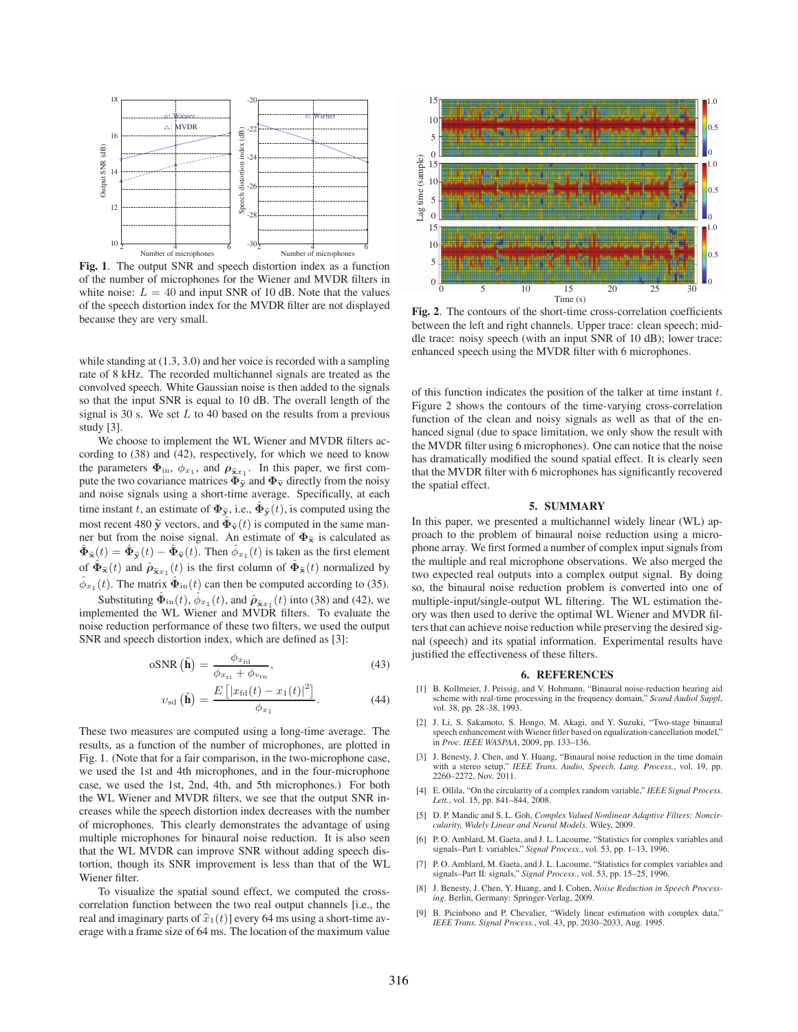18

16

14

12

10

Output SNR (dB)

○: Wiener

△: MVDR

2 4 6

Number of microphones

-20

-22

-24

-26

-28

-30

Speech distortion index (dB)

○: Wiener

2 4 6

Number of microphones

**Fig. 1**. The output SNR and speech distortion index as a function of the number of microphones for the Wiener and MVDR filters in white noise: $L = 40$ and input SNR of 10 dB. Note that the values of the speech distortion index for the MVDR filter are not displayed because they are very small.

15 10 5 0

Lag time (sample)

1.0 0.5 0

0 5 10 15 20 25 30

Time (s)

**Fig. 2**. The contours of the short-time cross-correlation coefficients between the left and right channels. Upper trace: clean speech; middle trace: noisy speech (with an input SNR of 10 dB); lower trace: enhanced speech using the MVDR filter with 6 microphones.

while standing at (1.3, 3.0) and her voice is recorded with a sampling rate of 8 kHz. The recorded multichannel signals are treated as the convolved speech. White Gaussian noise is then added to the signals so that the input SNR is equal to 10 dB. The overall length of the signal is 30 s. We set $L$ to 40 based on the results from a previous study [3].

We choose to implement the WL Wiener and MVDR filters according to (38) and (42), respectively, for which we need to know the parameters $\mathbf{\Phi}_{\text{in}}$, $\phi_{x_1}$, and $\boldsymbol{\rho}_{\widetilde{\mathbf{x}}x_1}$. In this paper, we first compute the two covariance matrices $\mathbf{\Phi}_{\widetilde{\mathbf{y}}}$ and $\mathbf{\Phi}_{\widetilde{\mathbf{v}}}$ directly from the noisy and noise signals using a short-time average. Specifically, at each time instant $t$, an estimate of $\mathbf{\Phi}_{\widetilde{\mathbf{y}}}$, i.e., $\hat{\mathbf{\Phi}}_{\widetilde{\mathbf{y}}}(t)$, is computed using the most recent 480 $\widetilde{\mathbf{y}}$ vectors, and $\hat{\mathbf{\Phi}}_{\widetilde{\mathbf{v}}}(t)$ is computed in the same manner but from the noise signal. An estimate of $\mathbf{\Phi}_{\widetilde{\mathbf{x}}}$ is calculated as $\hat{\mathbf{\Phi}}_{\widetilde{\mathbf{x}}}(t) = \hat{\mathbf{\Phi}}_{\widetilde{\mathbf{y}}}(t) - \hat{\mathbf{\Phi}}_{\widetilde{\mathbf{v}}}(t)$. Then $\hat{\phi}_{x_1}(t)$ is taken as the first element of $\hat{\mathbf{\Phi}}_{\widetilde{\mathbf{x}}}(t)$ and $\hat{\boldsymbol{\rho}}_{\widetilde{\mathbf{x}}x_1}(t)$ is the first column of $\hat{\mathbf{\Phi}}_{\widetilde{\mathbf{x}}}(t)$ normalized by $\hat{\phi}_{x_1}(t)$. The matrix $\hat{\mathbf{\Phi}}_{\text{in}}(t)$ can then be computed according to (35).

Substituting $\hat{\mathbf{\Phi}}_{\text{in}}(t)$, $\hat{\phi}_{x_1}(t)$, and $\hat{\boldsymbol{\rho}}_{\widetilde{\mathbf{x}}x_1}(t)$ into (38) and (42), we implemented the WL Wiener and MVDR filters. To evaluate the noise reduction performance of these two filters, we used the output SNR and speech distortion index, which are defined as [3]:

$$\text{oSNR}\left(\widetilde{\mathbf{h}}\right) = \frac{\phi_{x_{\text{fd}}}}{\phi_{x_{\text{ri}}} + \phi_{v_{\text{rn}}}}, \tag{43}$$

$$\upsilon_{\text{sd}}\left(\widetilde{\mathbf{h}}\right) = \frac{E\left[\left|x_{\text{fd}}(t) - x_1(t)\right|^2\right]}{\phi_{x_1}}. \tag{44}$$

These two measures are computed using a long-time average. The results, as a function of the number of microphones, are plotted in Fig. 1. (Note that for a fair comparison, in the two-microphone case, we used the 1st and 4th microphones, and in the four-microphone case, we used the 1st, 2nd, 4th, and 5th microphones.) For both the WL Wiener and MVDR filters, we see that the output SNR increases while the speech distortion index decreases with the number of microphones. This clearly demonstrates the advantage of using multiple microphones for binaural noise reduction. It is also seen that the WL MVDR can improve SNR without adding speech distortion, though its SNR improvement is less than that of the WL Wiener filter.

To visualize the spatial sound effect, we computed the cross-correlation function between the two real output channels [i.e., the real and imaginary parts of $\widehat{x}_1(t)$] every 64 ms using a short-time average with a frame size of 64 ms. The location of the maximum value of this function indicates the position of the talker at time instant $t$. Figure 2 shows the contours of the time-varying cross-correlation function of the clean and noisy signals as well as that of the enhanced signal (due to space limitation, we only show the result with the MVDR filter using 6 microphones). One can notice that the noise has dramatically modified the sound spatial effect. It is clearly seen that the MVDR filter with 6 microphones has significantly recovered the spatial effect.

## 5. SUMMARY

In this paper, we presented a multichannel widely linear (WL) approach to the problem of binaural noise reduction using a microphone array. We first formed a number of complex input signals from the multiple and real microphone observations. We also merged the two expected real outputs into a complex output signal. By doing so, the binaural noise reduction problem is converted into one of multiple-input/single-output WL filtering. The WL estimation theory was then used to derive the optimal WL Wiener and MVDR filters that can achieve noise reduction while preserving the desired signal (speech) and its spatial information. Experimental results have justified the effectiveness of these filters.

## 6. REFERENCES

[1] B. Kollmeier, J. Peissig, and V. Hohmann, "Binaural noise-reduction hearing aid scheme with real-time processing in the frequency domain," *Scand Audiol Suppl*, vol. 38, pp. 28–38, 1993.

[2] J. Li, S. Sakamoto, S. Hongo, M. Akagi, and Y. Suzuki, "Two-stage binaural speech enhancement with Wiener fitler based on equalization-cancellation model," in *Proc. IEEE WASPAA*, 2009, pp. 133–136.

[3] J. Benesty, J. Chen, and Y. Huang, "Binaural noise reduction in the time domain with a stereo setup," *IEEE Trans. Audio, Speech, Lang. Process.*, vol. 19, pp. 2260–2272, Nov. 2011.

[4] E. Ollila, "On the circularity of a complex random variable," *IEEE Signal Process. Lett.*, vol. 15, pp. 841–844, 2008.

[5] D. P. Mandic and S. L. Goh, *Complex Valued Nonlinear Adaptive Filters: Noncircularity, Widely Linear and Neural Models*. Wiley, 2009.

[6] P. O. Amblard, M. Gaeta, and J. L. Lacoume, "Statistics for complex variables and signals–Part I: variables," *Signal Process.*, vol. 53, pp. 1–13, 1996.

[7] P. O. Amblard, M. Gaeta, and J. L. Lacoume, "Statistics for complex variables and signals–Part II: signals," *Signal Process.*, vol. 53, pp. 15–25, 1996.

[8] J. Benesty, J. Chen, Y. Huang, and I. Cohen, *Noise Reduction in Speech Processing*. Berlin, Germany: Springer-Verlag, 2009.

[9] B. Picinbono and P. Chevalier, "Widely linear estimation with complex data," *IEEE Trans. Signal Process.*, vol. 43, pp. 2030–2033, Aug. 1995.